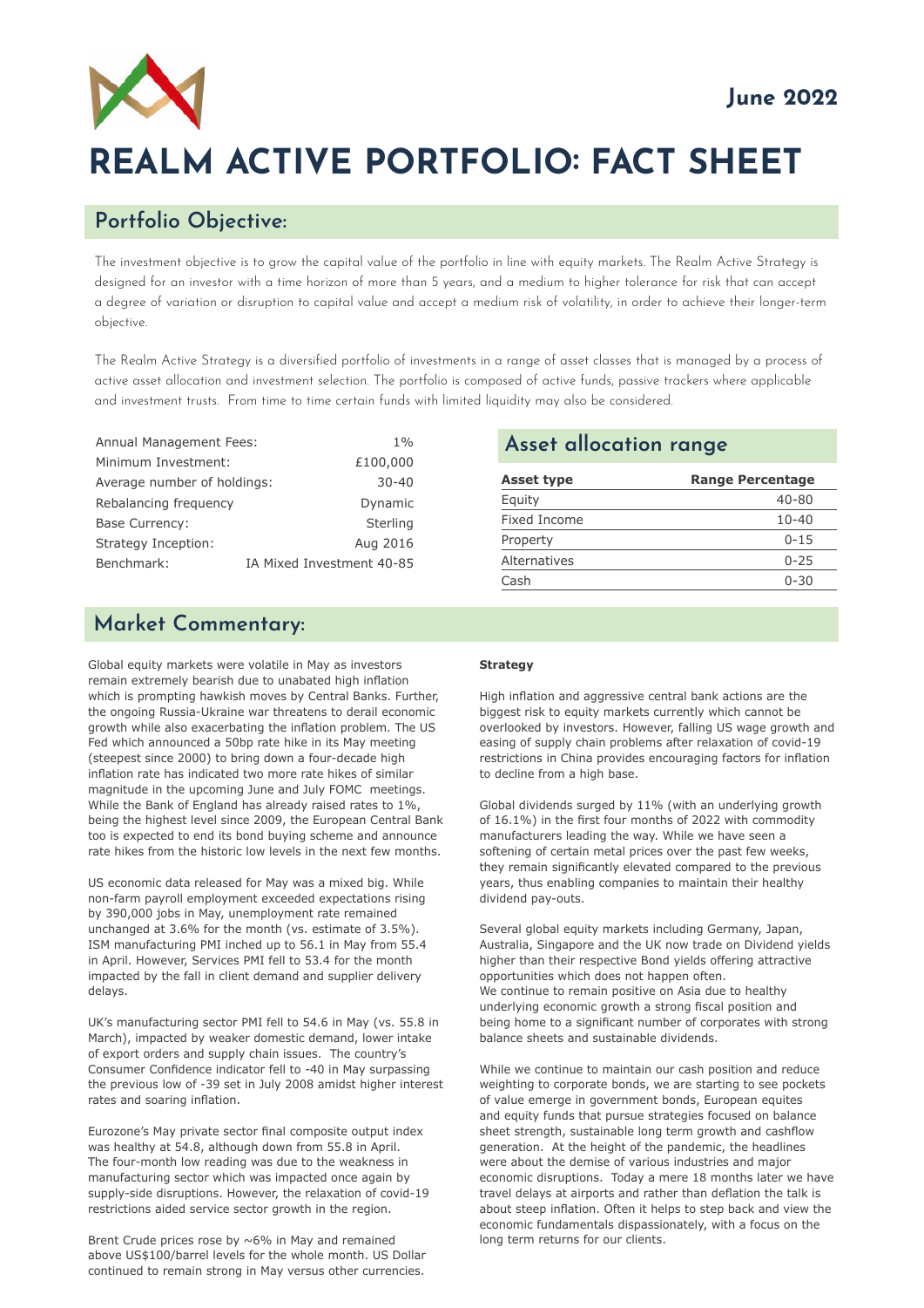June 2022

# REALM ACTIVE PORTFOLIO: FACT SHEET

## Portfolio Objective:

The investment objective is to grow the capital value of the portfolio in line with equity markets. The Realm Active Strategy is designed for an investor with a time horizon of more than 5 years, and a medium to higher tolerance for risk that can accept a degree of variation or disruption to capital value and accept a medium risk of volatility, in order to achieve their longer-term objective.

The Realm Active Strategy is a diversified portfolio of investments in a range of asset classes that is managed by a process of active asset allocation and investment selection. The portfolio is composed of active funds, passive trackers where applicable and investment trusts. From time to time certain funds with limited liquidity may also be considered.

| | |
|---|---|
| Annual Management Fees: | 1% |
| Minimum Investment: | £100,000 |
| Average number of holdings: | 30-40 |
| Rebalancing frequency | Dynamic |
| Base Currency: | Sterling |
| Strategy Inception: | Aug 2016 |
| Benchmark: | IA Mixed Investment 40-85 |

## Asset allocation range

| Asset type | Range Percentage |
|---|---|
| Equity | 40-80 |
| Fixed Income | 10-40 |
| Property | 0-15 |
| Alternatives | 0-25 |
| Cash | 0-30 |

## Market Commentary:

Global equity markets were volatile in May as investors remain extremely bearish due to unabated high inflation which is prompting hawkish moves by Central Banks. Further, the ongoing Russia-Ukraine war threatens to derail economic growth while also exacerbating the inflation problem. The US Fed which announced a 50bp rate hike in its May meeting (steepest since 2000) to bring down a four-decade high inflation rate has indicated two more rate hikes of similar magnitude in the upcoming June and July FOMC meetings. While the Bank of England has already raised rates to 1%, being the highest level since 2009, the European Central Bank too is expected to end its bond buying scheme and announce rate hikes from the historic low levels in the next few months.

US economic data released for May was a mixed big. While non-farm payroll employment exceeded expectations rising by 390,000 jobs in May, unemployment rate remained unchanged at 3.6% for the month (vs. estimate of 3.5%). ISM manufacturing PMI inched up to 56.1 in May from 55.4 in April. However, Services PMI fell to 53.4 for the month impacted by the fall in client demand and supplier delivery delays.

UK's manufacturing sector PMI fell to 54.6 in May (vs. 55.8 in March), impacted by weaker domestic demand, lower intake of export orders and supply chain issues. The country's Consumer Confidence indicator fell to -40 in May surpassing the previous low of -39 set in July 2008 amidst higher interest rates and soaring inflation.

Eurozone's May private sector final composite output index was healthy at 54.8, although down from 55.8 in April. The four-month low reading was due to the weakness in manufacturing sector which was impacted once again by supply-side disruptions. However, the relaxation of covid-19 restrictions aided service sector growth in the region.

Brent Crude prices rose by ~6% in May and remained above US$100/barrel levels for the whole month. US Dollar continued to remain strong in May versus other currencies.

**Strategy**

High inflation and aggressive central bank actions are the biggest risk to equity markets currently which cannot be overlooked by investors. However, falling US wage growth and easing of supply chain problems after relaxation of covid-19 restrictions in China provides encouraging factors for inflation to decline from a high base.

Global dividends surged by 11% (with an underlying growth of 16.1%) in the first four months of 2022 with commodity manufacturers leading the way. While we have seen a softening of certain metal prices over the past few weeks, they remain significantly elevated compared to the previous years, thus enabling companies to maintain their healthy dividend pay-outs.

Several global equity markets including Germany, Japan, Australia, Singapore and the UK now trade on Dividend yields higher than their respective Bond yields offering attractive opportunities which does not happen often.
We continue to remain positive on Asia due to healthy underlying economic growth a strong fiscal position and being home to a significant number of corporates with strong balance sheets and sustainable dividends.

While we continue to maintain our cash position and reduce weighting to corporate bonds, we are starting to see pockets of value emerge in government bonds, European equites and equity funds that pursue strategies focused on balance sheet strength, sustainable long term growth and cashflow generation. At the height of the pandemic, the headlines were about the demise of various industries and major economic disruptions. Today a mere 18 months later we have travel delays at airports and rather than deflation the talk is about steep inflation. Often it helps to step back and view the economic fundamentals dispassionately, with a focus on the long term returns for our clients.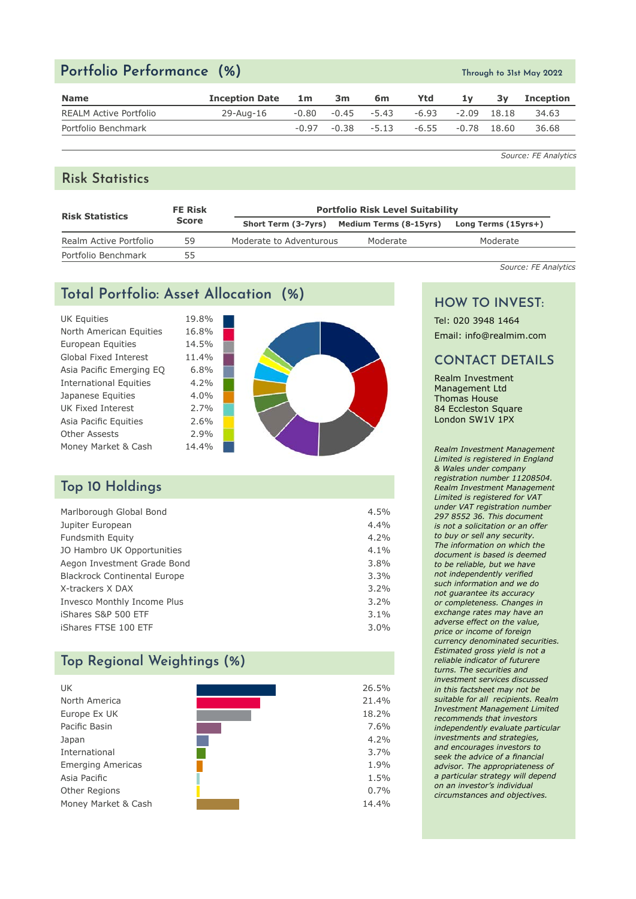## Portfolio Performance (%)

Through to 31st May 2022

| Name | Inception Date | 1m | 3m | 6m | Ytd | 1y | 3y | Inception |
|---|---|---|---|---|---|---|---|---|
| REALM Active Portfolio | 29-Aug-16 | -0.80 | -0.45 | -5.43 | -6.93 | -2.09 | 18.18 | 34.63 |
| Portfolio Benchmark | | -0.97 | -0.38 | -5.13 | -6.55 | -0.78 | 18.60 | 36.68 |

*Source: FE Analytics*

## Risk Statistics

| Risk Statistics | FE Risk Score | Portfolio Risk Level Suitability | | |
|---|---|---|---|---|
| | | Short Term (3-7yrs) | Medium Terms (8-15yrs) | Long Terms (15yrs+) |
| Realm Active Portfolio | 59 | Moderate to Adventurous | Moderate | Moderate |
| Portfolio Benchmark | 55 | | | |

*Source: FE Analytics*

## Total Portfolio: Asset Allocation (%)

| | |
|---|---|
| UK Equities | 19.8% |
| North American Equities | 16.8% |
| European Equities | 14.5% |
| Global Fixed Interest | 11.4% |
| Asia Pacific Emerging EQ | 6.8% |
| International Equities | 4.2% |
| Japanese Equities | 4.0% |
| UK Fixed Interest | 2.7% |
| Asia Pacific Equities | 2.6% |
| Other Assests | 2.9% |
| Money Market & Cash | 14.4% |

## Top 10 Holdings

| | |
|---|---|
| Marlborough Global Bond | 4.5% |
| Jupiter European | 4.4% |
| Fundsmith Equity | 4.2% |
| JO Hambro UK Opportunities | 4.1% |
| Aegon Investment Grade Bond | 3.8% |
| Blackrock Continental Europe | 3.3% |
| X-trackers X DAX | 3.2% |
| Invesco Monthly Income Plus | 3.2% |
| iShares S&P 500 ETF | 3.1% |
| iShares FTSE 100 ETF | 3.0% |

## Top Regional Weightings (%)

UK 26.5%
North America 21.4%
Europe Ex UK 18.2%
Pacific Basin 7.6%
Japan 4.2%
International 3.7%
Emerging Americas 1.9%
Asia Pacific 1.5%
Other Regions 0.7%
Money Market & Cash 14.4%

## HOW TO INVEST:

Tel: 020 3948 1464

Email: info@realmim.com

## CONTACT DETAILS

Realm Investment Management Ltd
Thomas House
84 Eccleston Square
London SW1V 1PX

*Realm Investment Management Limited is registered in England & Wales under company registration number 11208504. Realm Investment Management Limited is registered for VAT under VAT registration number 297 8552 36. This document is not a solicitation or an offer to buy or sell any security. The information on which the document is based is deemed to be reliable, but we have not independently verified such information and we do not guarantee its accuracy or completeness. Changes in exchange rates may have an adverse effect on the value, price or income of foreign currency denominated securities. Estimated gross yield is not a reliable indicator of futurere turns. The securities and investment services discussed in this factsheet may not be suitable for all recipients. Realm Investment Management Limited recommends that investors independently evaluate particular investments and strategies, and encourages investors to seek the advice of a financial advisor. The appropriateness of a particular strategy will depend on an investor's individual circumstances and objectives.*